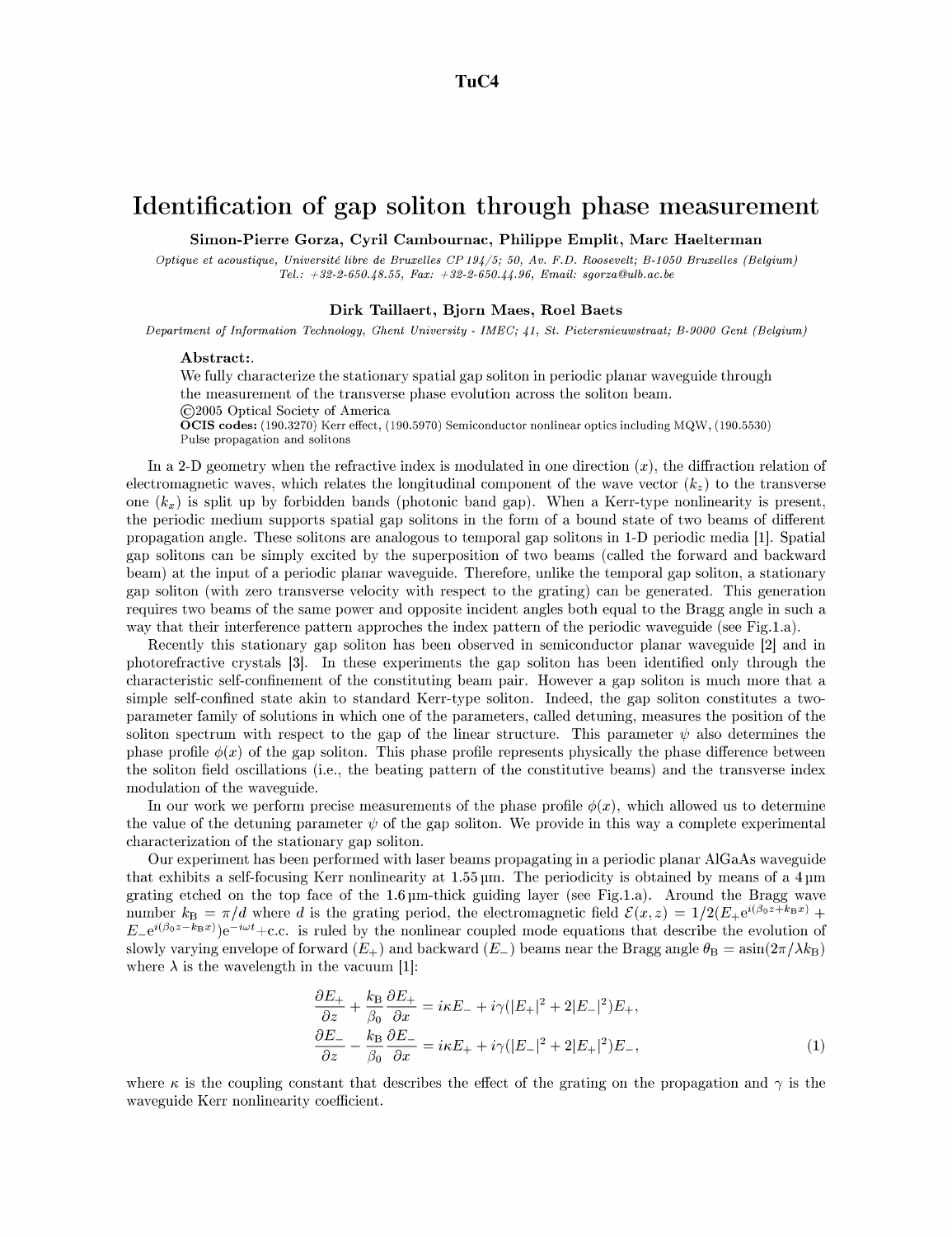TuC4

# Identification of gap soliton through phase measurement

**Simon-Pierre Gorza, Cyril Cambournac, Philippe Emplit, Marc Haelterman**

*Optique et acoustique, Université libre de Bruxelles CP 194/5; 50, Av. F.D. Roosevelt; B-1050 Bruxelles (Belgium)*
*Tel.: +32-2-650.48.55, Fax: +32-2-650.44.96, Email: sgorza@ulb.ac.be*

**Dirk Taillaert, Bjorn Maes, Roel Baets**

*Department of Information Technology, Ghent University - IMEC; 41, St. Pietersnieuwstraat; B-9000 Gent (Belgium)*

**Abstract:**.
We fully characterize the stationary spatial gap soliton in periodic planar waveguide through the measurement of the transverse phase evolution across the soliton beam.
©2005 Optical Society of America
**OCIS codes:** (190.3270) Kerr effect, (190.5970) Semiconductor nonlinear optics including MQW, (190.5530) Pulse propagation and solitons

In a 2-D geometry when the refractive index is modulated in one direction ($x$), the diffraction relation of electromagnetic waves, which relates the longitudinal component of the wave vector ($k_z$) to the transverse one ($k_x$) is split up by forbidden bands (photonic band gap). When a Kerr-type nonlinearity is present, the periodic medium supports spatial gap solitons in the form of a bound state of two beams of different propagation angle. These solitons are analogous to temporal gap solitons in 1-D periodic media [1]. Spatial gap solitons can be simply excited by the superposition of two beams (called the forward and backward beam) at the input of a periodic planar waveguide. Therefore, unlike the temporal gap soliton, a stationary gap soliton (with zero transverse velocity with respect to the grating) can be generated. This generation requires two beams of the same power and opposite incident angles both equal to the Bragg angle in such a way that their interference pattern approches the index pattern of the periodic waveguide (see Fig.1.a).

Recently this stationary gap soliton has been observed in semiconductor planar waveguide [2] and in photorefractive crystals [3]. In these experiments the gap soliton has been identified only through the characteristic self-confinement of the constituting beam pair. However a gap soliton is much more that a simple self-confined state akin to standard Kerr-type soliton. Indeed, the gap soliton constitutes a two-parameter family of solutions in which one of the parameters, called detuning, measures the position of the soliton spectrum with respect to the gap of the linear structure. This parameter $\psi$ also determines the phase profile $\phi(x)$ of the gap soliton. This phase profile represents physically the phase difference between the soliton field oscillations (i.e., the beating pattern of the constitutive beams) and the transverse index modulation of the waveguide.

In our work we perform precise measurements of the phase profile $\phi(x)$, which allowed us to determine the value of the detuning parameter $\psi$ of the gap soliton. We provide in this way a complete experimental characterization of the stationary gap soliton.

Our experiment has been performed with laser beams propagating in a periodic planar AlGaAs waveguide that exhibits a self-focusing Kerr nonlinearity at 1.55 µm. The periodicity is obtained by means of a 4 µm grating etched on the top face of the 1.6 µm-thick guiding layer (see Fig.1.a). Around the Bragg wave number $k_\mathrm{B} = \pi/d$ where $d$ is the grating period, the electromagnetic field $\mathcal{E}(x,z) = 1/2(E_+ \mathrm{e}^{i(\beta_0 z + k_\mathrm{B} x)} + E_- \mathrm{e}^{i(\beta_0 z - k_\mathrm{B} x)})\mathrm{e}^{-i\omega t} + \mathrm{c.c.}$ is ruled by the nonlinear coupled mode equations that describe the evolution of slowly varying envelope of forward ($E_+$) and backward ($E_-$) beams near the Bragg angle $\theta_\mathrm{B} = \mathrm{asin}(2\pi/\lambda k_\mathrm{B})$ where $\lambda$ is the wavelength in the vacuum [1]:

$$
\begin{aligned}
\frac{\partial E_+}{\partial z} + \frac{k_\mathrm{B}}{\beta_0}\frac{\partial E_+}{\partial x} &= i\kappa E_- + i\gamma(|E_+|^2 + 2|E_-|^2)E_+, \\
\frac{\partial E_-}{\partial z} - \frac{k_\mathrm{B}}{\beta_0}\frac{\partial E_-}{\partial x} &= i\kappa E_+ + i\gamma(|E_-|^2 + 2|E_+|^2)E_-,
\end{aligned}
\tag{1}
$$

where $\kappa$ is the coupling constant that describes the effect of the grating on the propagation and $\gamma$ is the waveguide Kerr nonlinearity coefficient.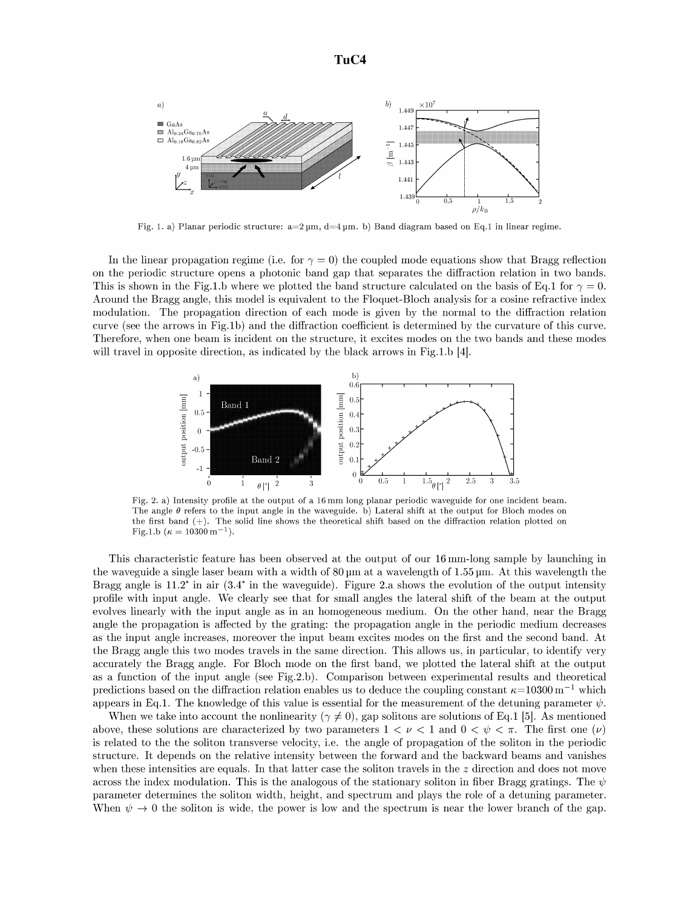Fig. 1. a) Planar periodic structure: a=2 µm, d=4 µm. b) Band diagram based on Eq.1 in linear regime.

In the linear propagation regime (i.e. for $\gamma = 0$) the coupled mode equations show that Bragg reflection on the periodic structure opens a photonic band gap that separates the diffraction relation in two bands. This is shown in the Fig.1.b where we plotted the band structure calculated on the basis of Eq.1 for $\gamma = 0$. Around the Bragg angle, this model is equivalent to the Floquet-Bloch analysis for a cosine refractive index modulation. The propagation direction of each mode is given by the normal to the diffraction relation curve (see the arrows in Fig.1b) and the diffraction coefficient is determined by the curvature of this curve. Therefore, when one beam is incident on the structure, it excites modes on the two bands and these modes will travel in opposite direction, as indicated by the black arrows in Fig.1.b [4].

Fig. 2. a) Intensity profile at the output of a 16 mm long planar periodic waveguide for one incident beam. The angle $\theta$ refers to the input angle in the waveguide. b) Lateral shift at the output for Bloch modes on the first band (+). The solid line shows the theoretical shift based on the diffraction relation plotted on Fig.1.b ($\kappa = 10300\,\mathrm{m}^{-1}$).

This characteristic feature has been observed at the output of our 16 mm-long sample by launching in the waveguide a single laser beam with a width of 80 µm at a wavelength of 1.55 µm. At this wavelength the Bragg angle is 11.2° in air (3.4° in the waveguide). Figure 2.a shows the evolution of the output intensity profile with input angle. We clearly see that for small angles the lateral shift of the beam at the output evolves linearly with the input angle as in an homogeneous medium. On the other hand, near the Bragg angle the propagation is affected by the grating: the propagation angle in the periodic medium decreases as the input angle increases, moreover the input beam excites modes on the first and the second band. At the Bragg angle this two modes travels in the same direction. This allows us, in particular, to identify very accurately the Bragg angle. For Bloch mode on the first band, we plotted the lateral shift at the output as a function of the input angle (see Fig.2.b). Comparison between experimental results and theoretical predictions based on the diffraction relation enables us to deduce the coupling constant $\kappa$=10300 m$^{-1}$ which appears in Eq.1. The knowledge of this value is essential for the measurement of the detuning parameter $\psi$.

When we take into account the nonlinearity ($\gamma \neq 0$), gap solitons are solutions of Eq.1 [5]. As mentioned above, these solutions are characterized by two parameters $1 < \nu < 1$ and $0 < \psi < \pi$. The first one ($\nu$) is related to the the soliton transverse velocity, i.e. the angle of propagation of the soliton in the periodic structure. It depends on the relative intensity between the forward and the backward beams and vanishes when these intensities are equals. In that latter case the soliton travels in the $z$ direction and does not move across the index modulation. This is the analogous of the stationary soliton in fiber Bragg gratings. The $\psi$ parameter determines the soliton width, height, and spectrum and plays the role of a detuning parameter. When $\psi \to 0$ the soliton is wide, the power is low and the spectrum is near the lower branch of the gap.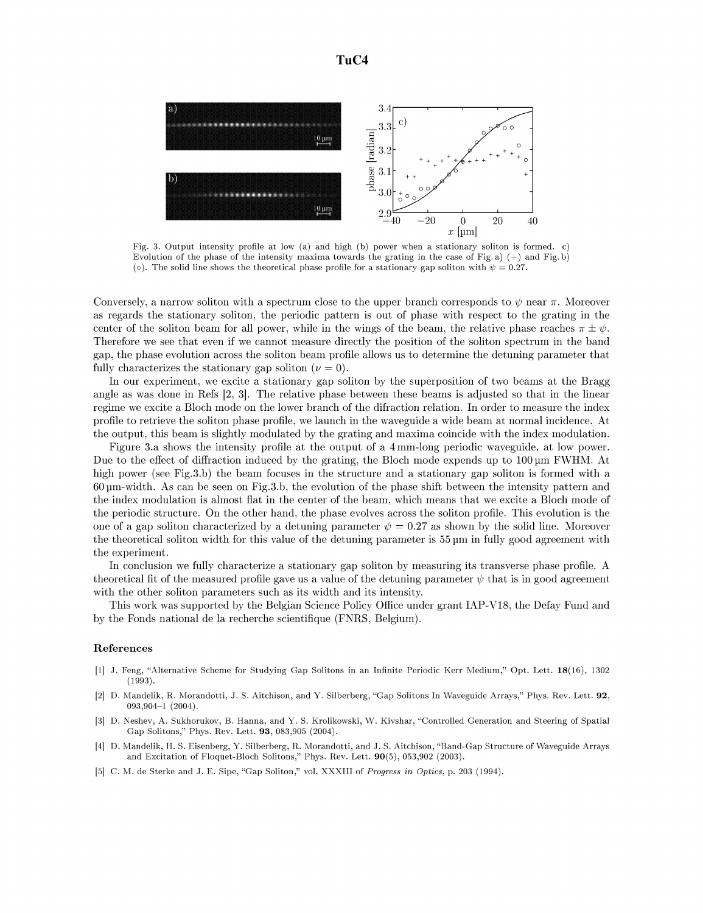Fig. 3. Output intensity profile at low (a) and high (b) power when a stationary soliton is formed. c) Evolution of the phase of the intensity maxima towards the grating in the case of Fig. a) (+) and Fig. b) (○). The solid line shows the theoretical phase profile for a stationary gap soliton with $\psi = 0.27$.

Conversely, a narrow soliton with a spectrum close to the upper branch corresponds to $\psi$ near $\pi$. Moreover as regards the stationary soliton, the periodic pattern is out of phase with respect to the grating in the center of the soliton beam for all power, while in the wings of the beam, the relative phase reaches $\pi \pm \psi$. Therefore we see that even if we cannot measure directly the position of the soliton spectrum in the band gap, the phase evolution across the soliton beam profile allows us to determine the detuning parameter that fully characterizes the stationary gap soliton ($\nu = 0$).

In our experiment, we excite a stationary gap soliton by the superposition of two beams at the Bragg angle as was done in Refs [2, 3]. The relative phase between these beams is adjusted so that in the linear regime we excite a Bloch mode on the lower branch of the difraction relation. In order to measure the index profile to retrieve the soliton phase profile, we launch in the waveguide a wide beam at normal incidence. At the output, this beam is slightly modulated by the grating and maxima coincide with the index modulation.

Figure 3.a shows the intensity profile at the output of a 4 mm-long periodic waveguide, at low power. Due to the effect of diffraction induced by the grating, the Bloch mode expends up to 100 µm FWHM. At high power (see Fig.3.b) the beam focuses in the structure and a stationary gap soliton is formed with a 60 µm-width. As can be seen on Fig.3.b, the evolution of the phase shift between the intensity pattern and the index modulation is almost flat in the center of the beam, which means that we excite a Bloch mode of the periodic structure. On the other hand, the phase evolves across the soliton profile. This evolution is the one of a gap soliton characterized by a detuning parameter $\psi = 0.27$ as shown by the solid line. Moreover the theoretical soliton width for this value of the detuning parameter is 55 µm in fully good agreement with the experiment.

In conclusion we fully characterize a stationary gap soliton by measuring its transverse phase profile. A theoretical fit of the measured profile gave us a value of the detuning parameter $\psi$ that is in good agreement with the other soliton parameters such as its width and its intensity.

This work was supported by the Belgian Science Policy Office under grant IAP-V18, the Defay Fund and by the Fonds national de la recherche scientifique (FNRS, Belgium).

## References

[1] J. Feng, "Alternative Scheme for Studying Gap Solitons in an Infinite Periodic Kerr Medium," Opt. Lett. **18**(16), 1302 (1993).

[2] D. Mandelik, R. Morandotti, J. S. Aitchison, and Y. Silberberg, "Gap Solitons In Waveguide Arrays," Phys. Rev. Lett. **92**, 093,904–1 (2004).

[3] D. Neshev, A. Sukhorukov, B. Hanna, and Y. S. Krolikowski, W. Kivshar, "Controlled Generation and Steering of Spatial Gap Solitons," Phys. Rev. Lett. **93**, 083,905 (2004).

[4] D. Mandelik, H. S. Eisenberg, Y. Silberberg, R. Morandotti, and J. S. Aitchison, "Band-Gap Structure of Waveguide Arrays and Excitation of Floquet-Bloch Solitons," Phys. Rev. Lett. **90**(5), 053,902 (2003).

[5] C. M. de Sterke and J. E. Sipe, "Gap Soliton," vol. XXXIII of *Progress in Optics*, p. 203 (1994).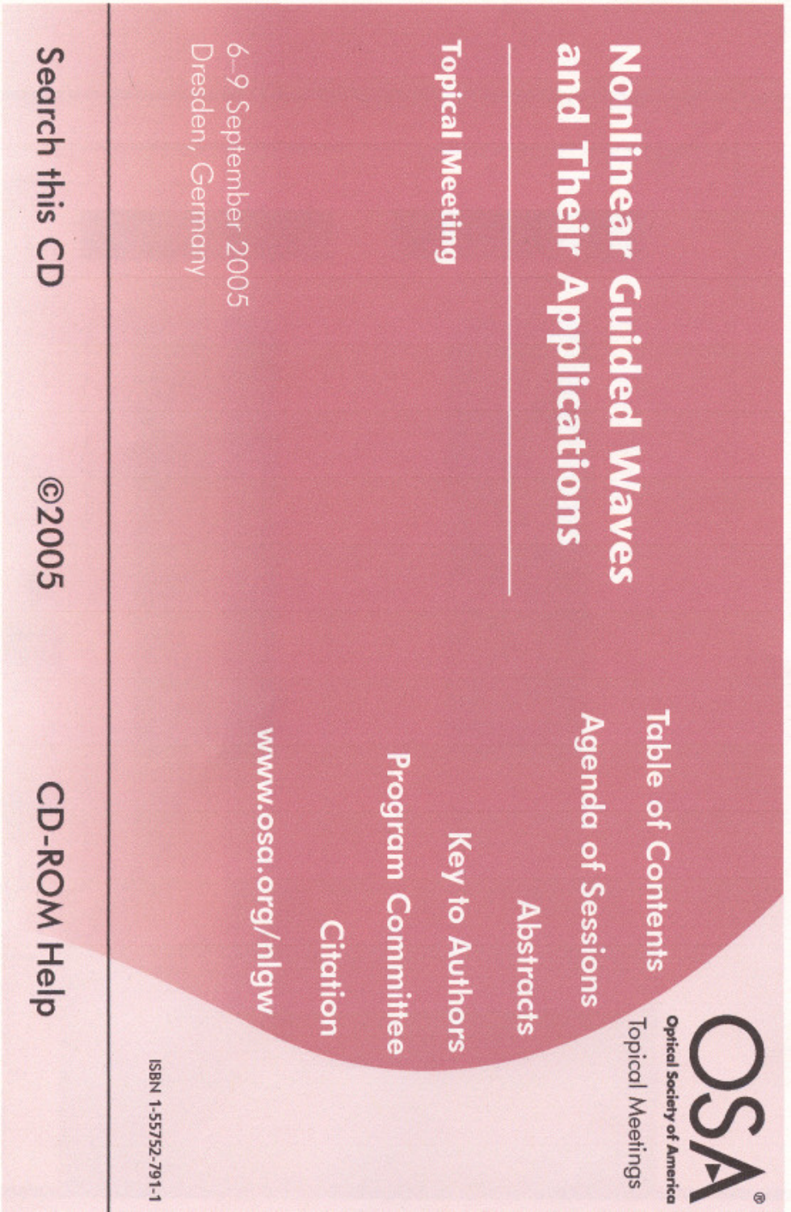# Nonlinear Guided Waves and Their Applications

**Topical Meeting**

6–9 September 2005
Dresden, Germany

Table of Contents

Agenda of Sessions

Abstracts

Key to Authors

Program Committee

Citation

www.osa.org/nlgw

OSA®
**Optical Society of America**
Topical Meetings

ISBN 1-55752-791-1

Search this CD

©2005

CD-ROM Help